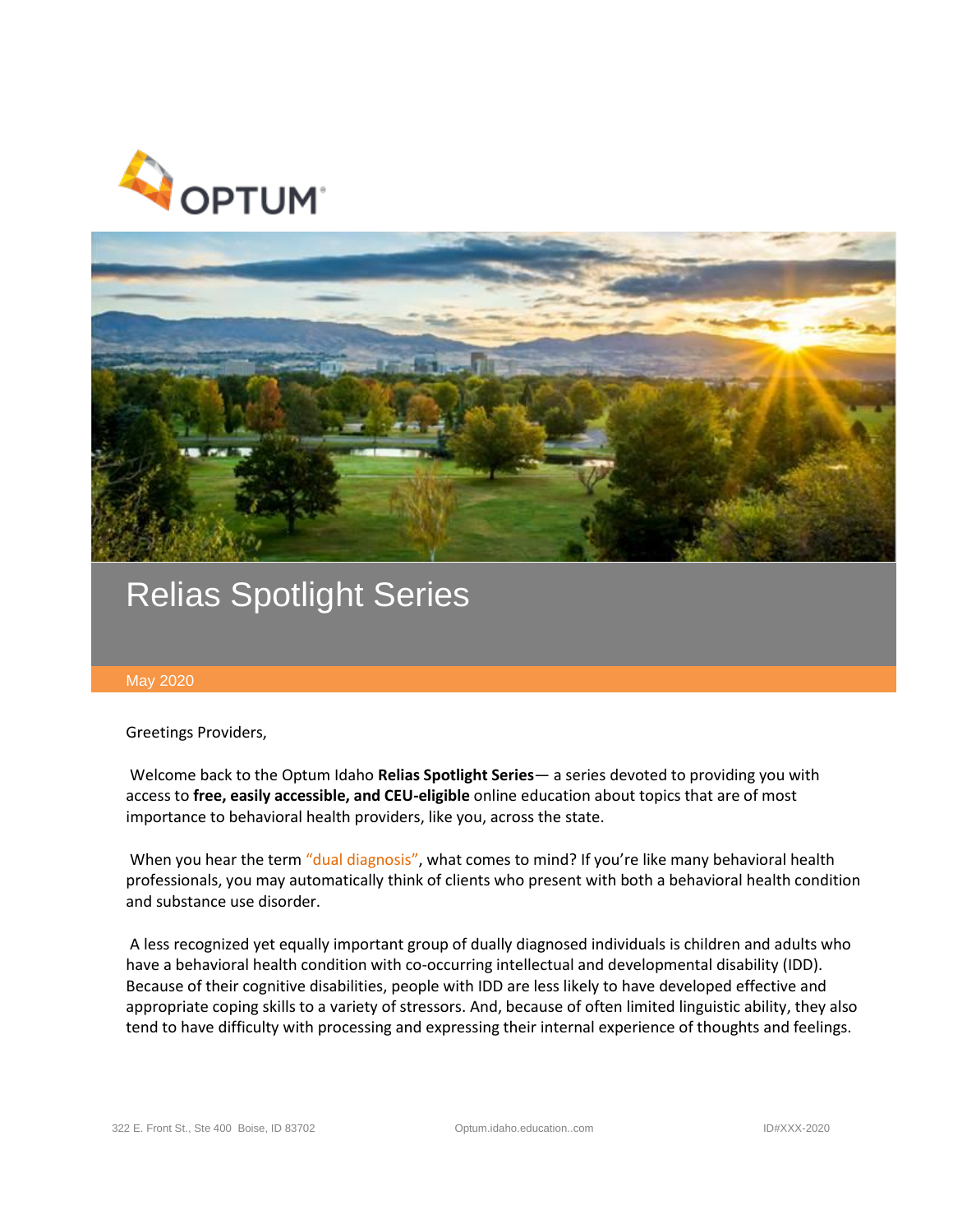# Relias Spotlight Series

May 2020

Greetings Providers,

Welcome back to the Optum Idaho **Relias Spotlight Series**— a series devoted to providing you with access to **free, easily accessible, and CEU-eligible** online education about topics that are of most importance to behavioral health providers, like you, across the state.

When you hear the term "dual diagnosis", what comes to mind? If you're like many behavioral health professionals, you may automatically think of clients who present with both a behavioral health condition and substance use disorder.

A less recognized yet equally important group of dually diagnosed individuals is children and adults who have a behavioral health condition with co-occurring intellectual and developmental disability (IDD). Because of their cognitive disabilities, people with IDD are less likely to have developed effective and appropriate coping skills to a variety of stressors. And, because of often limited linguistic ability, they also tend to have difficulty with processing and expressing their internal experience of thoughts and feelings.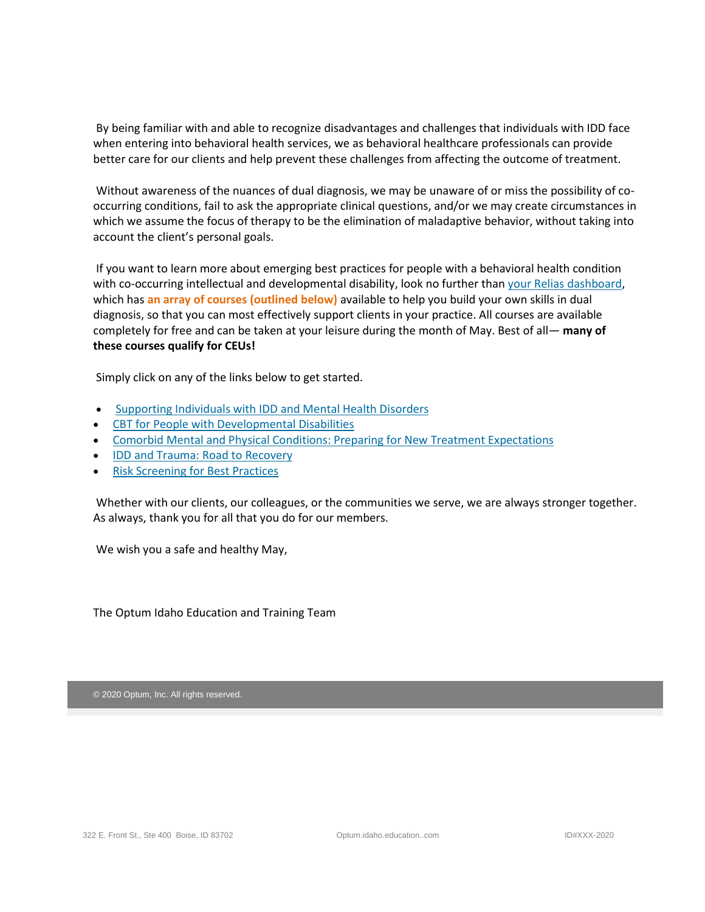By being familiar with and able to recognize disadvantages and challenges that individuals with IDD face when entering into behavioral health services, we as behavioral healthcare professionals can provide better care for our clients and help prevent these challenges from affecting the outcome of treatment.

Without awareness of the nuances of dual diagnosis, we may be unaware of or miss the possibility of co-occurring conditions, fail to ask the appropriate clinical questions, and/or we may create circumstances in which we assume the focus of therapy to be the elimination of maladaptive behavior, without taking into account the client's personal goals.

If you want to learn more about emerging best practices for people with a behavioral health condition with co-occurring intellectual and developmental disability, look no further than your Relias dashboard, which has **an array of courses (outlined below)** available to help you build your own skills in dual diagnosis, so that you can most effectively support clients in your practice. All courses are available completely for free and can be taken at your leisure during the month of May. Best of all— **many of these courses qualify for CEUs!**

Simply click on any of the links below to get started.

- Supporting Individuals with IDD and Mental Health Disorders
- CBT for People with Developmental Disabilities
- Comorbid Mental and Physical Conditions: Preparing for New Treatment Expectations
- IDD and Trauma: Road to Recovery
- Risk Screening for Best Practices

Whether with our clients, our colleagues, or the communities we serve, we are always stronger together. As always, thank you for all that you do for our members.

We wish you a safe and healthy May,

The Optum Idaho Education and Training Team

© 2020 Optum, Inc. All rights reserved.

322 E. Front St., Ste 400 Boise, ID 83702 Optum.idaho.education..com ID#XXX-2020